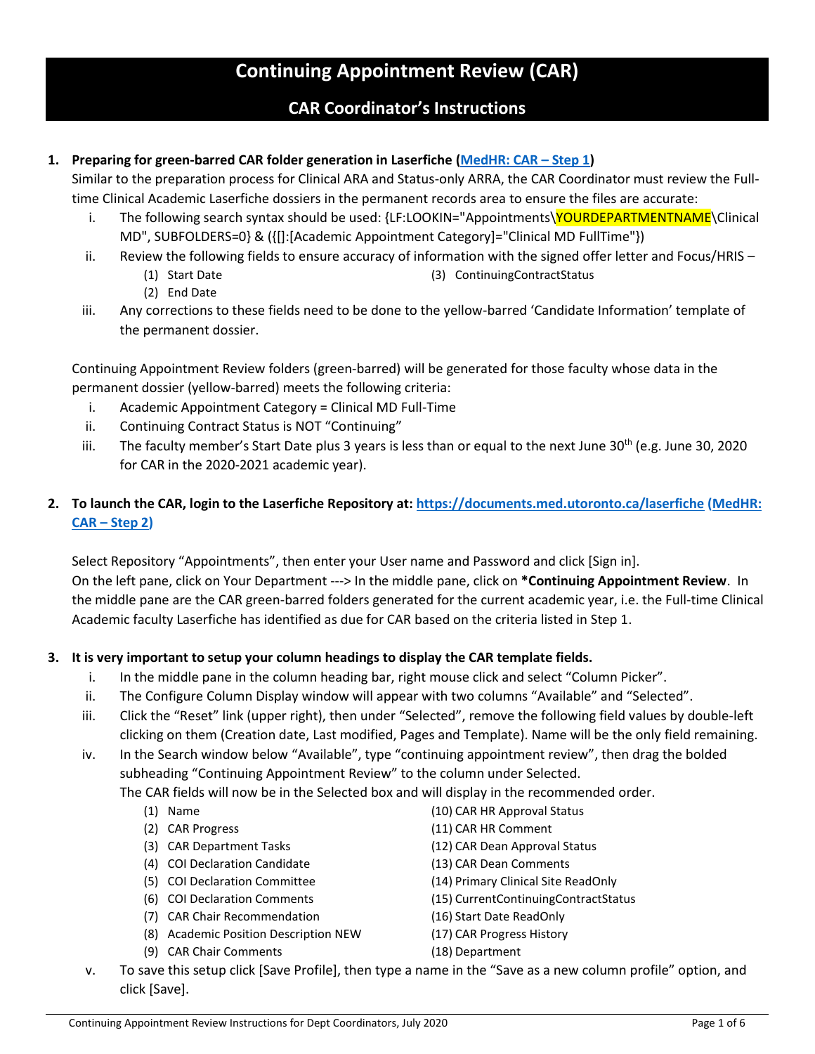# Continuing Appointment Review (CAR)

## CAR Coordinator's Instructions

1. **Preparing for green-barred CAR folder generation in Laserfiche ([MedHR: CAR – Step 1](#))**
   Similar to the preparation process for Clinical ARA and Status-only ARRA, the CAR Coordinator must review the Full-time Clinical Academic Laserfiche dossiers in the permanent records area to ensure the files are accurate:
   i. The following search syntax should be used: {LF:LOOKIN="Appointments\YOURDEPARTMENTNAME\Clinical MD", SUBFOLDERS=0} & ({[]:[Academic Appointment Category]="Clinical MD FullTime"})
   ii. Review the following fields to ensure accuracy of information with the signed offer letter and Focus/HRIS –
      (1) Start Date
      (2) End Date
      (3) ContinuingContractStatus
   iii. Any corrections to these fields need to be done to the yellow-barred 'Candidate Information' template of the permanent dossier.

   Continuing Appointment Review folders (green-barred) will be generated for those faculty whose data in the permanent dossier (yellow-barred) meets the following criteria:
   i. Academic Appointment Category = Clinical MD Full-Time
   ii. Continuing Contract Status is NOT "Continuing"
   iii. The faculty member's Start Date plus 3 years is less than or equal to the next June 30th (e.g. June 30, 2020 for CAR in the 2020-2021 academic year).

2. **To launch the CAR, login to the Laserfiche Repository at: [https://documents.med.utoronto.ca/laserfiche](https://documents.med.utoronto.ca/laserfiche) ([MedHR: CAR – Step 2](#))**

   Select Repository "Appointments", then enter your User name and Password and click [Sign in].
   On the left pane, click on Your Department ---> In the middle pane, click on ***Continuing Appointment Review**. In the middle pane are the CAR green-barred folders generated for the current academic year, i.e. the Full-time Clinical Academic faculty Laserfiche has identified as due for CAR based on the criteria listed in Step 1.

3. **It is very important to setup your column headings to display the CAR template fields.**
   i. In the middle pane in the column heading bar, right mouse click and select "Column Picker".
   ii. The Configure Column Display window will appear with two columns "Available" and "Selected".
   iii. Click the "Reset" link (upper right), then under "Selected", remove the following field values by double-left clicking on them (Creation date, Last modified, Pages and Template). Name will be the only field remaining.
   iv. In the Search window below "Available", type "continuing appointment review", then drag the bolded subheading "Continuing Appointment Review" to the column under Selected.
      The CAR fields will now be in the Selected box and will display in the recommended order.
      (1) Name
      (2) CAR Progress
      (3) CAR Department Tasks
      (4) COI Declaration Candidate
      (5) COI Declaration Committee
      (6) COI Declaration Comments
      (7) CAR Chair Recommendation
      (8) Academic Position Description NEW
      (9) CAR Chair Comments
      (10) CAR HR Approval Status
      (11) CAR HR Comment
      (12) CAR Dean Approval Status
      (13) CAR Dean Comments
      (14) Primary Clinical Site ReadOnly
      (15) CurrentContinuingContractStatus
      (16) Start Date ReadOnly
      (17) CAR Progress History
      (18) Department
   v. To save this setup click [Save Profile], then type a name in the "Save as a new column profile" option, and click [Save].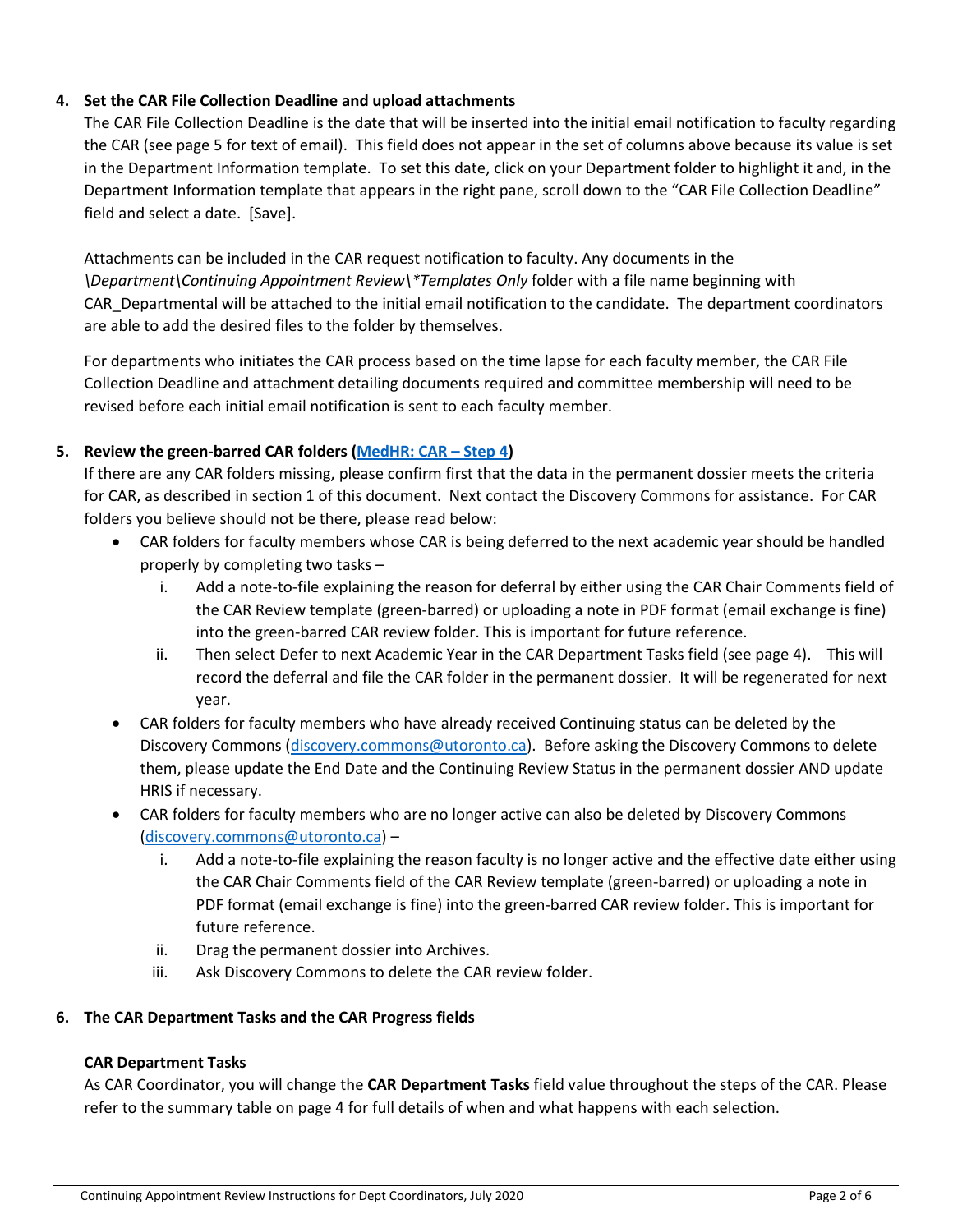**4. Set the CAR File Collection Deadline and upload attachments**

The CAR File Collection Deadline is the date that will be inserted into the initial email notification to faculty regarding the CAR (see page 5 for text of email). This field does not appear in the set of columns above because its value is set in the Department Information template. To set this date, click on your Department folder to highlight it and, in the Department Information template that appears in the right pane, scroll down to the "CAR File Collection Deadline" field and select a date. [Save].

Attachments can be included in the CAR request notification to faculty. Any documents in the *\Department\Continuing Appointment Review\*Templates Only* folder with a file name beginning with CAR_Departmental will be attached to the initial email notification to the candidate. The department coordinators are able to add the desired files to the folder by themselves.

For departments who initiates the CAR process based on the time lapse for each faculty member, the CAR File Collection Deadline and attachment detailing documents required and committee membership will need to be revised before each initial email notification is sent to each faculty member.

**5. Review the green-barred CAR folders ([MedHR: CAR – Step 4](#))**

If there are any CAR folders missing, please confirm first that the data in the permanent dossier meets the criteria for CAR, as described in section 1 of this document. Next contact the Discovery Commons for assistance. For CAR folders you believe should not be there, please read below:

- CAR folders for faculty members whose CAR is being deferred to the next academic year should be handled properly by completing two tasks –
  1. Add a note-to-file explaining the reason for deferral by either using the CAR Chair Comments field of the CAR Review template (green-barred) or uploading a note in PDF format (email exchange is fine) into the green-barred CAR review folder. This is important for future reference.
  2. Then select Defer to next Academic Year in the CAR Department Tasks field (see page 4). This will record the deferral and file the CAR folder in the permanent dossier. It will be regenerated for next year.
- CAR folders for faculty members who have already received Continuing status can be deleted by the Discovery Commons (discovery.commons@utoronto.ca). Before asking the Discovery Commons to delete them, please update the End Date and the Continuing Review Status in the permanent dossier AND update HRIS if necessary.
- CAR folders for faculty members who are no longer active can also be deleted by Discovery Commons (discovery.commons@utoronto.ca) –
  1. Add a note-to-file explaining the reason faculty is no longer active and the effective date either using the CAR Chair Comments field of the CAR Review template (green-barred) or uploading a note in PDF format (email exchange is fine) into the green-barred CAR review folder. This is important for future reference.
  2. Drag the permanent dossier into Archives.
  3. Ask Discovery Commons to delete the CAR review folder.

**6. The CAR Department Tasks and the CAR Progress fields**

**CAR Department Tasks**

As CAR Coordinator, you will change the **CAR Department Tasks** field value throughout the steps of the CAR. Please refer to the summary table on page 4 for full details of when and what happens with each selection.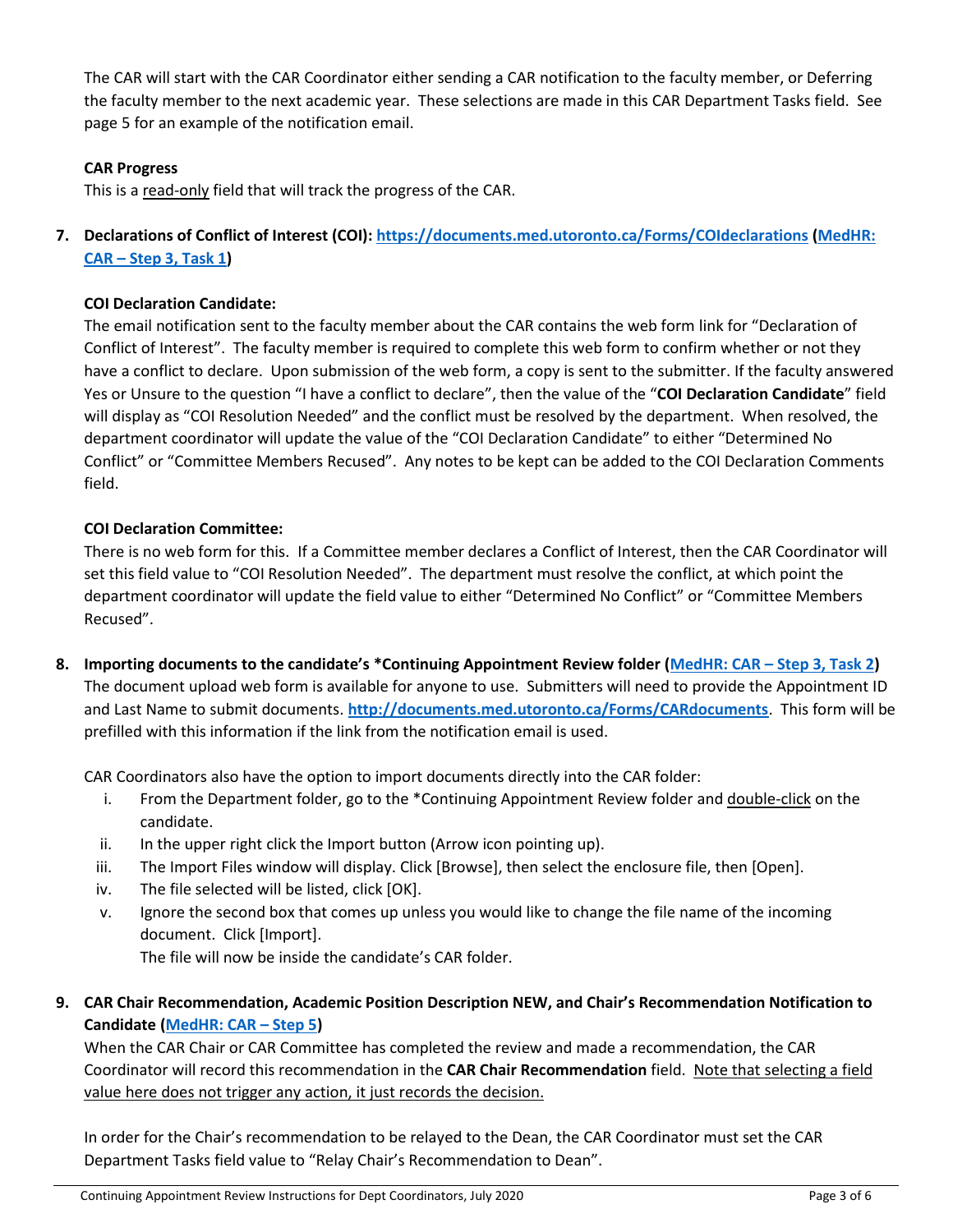The CAR will start with the CAR Coordinator either sending a CAR notification to the faculty member, or Deferring the faculty member to the next academic year. These selections are made in this CAR Department Tasks field. See page 5 for an example of the notification email.

**CAR Progress**
This is a read-only field that will track the progress of the CAR.

7. **Declarations of Conflict of Interest (COI): [https://documents.med.utoronto.ca/Forms/COIdeclarations](https://documents.med.utoronto.ca/Forms/COIdeclarations) (MedHR: CAR – Step 3, Task 1)**

   **COI Declaration Candidate:**
   The email notification sent to the faculty member about the CAR contains the web form link for "Declaration of Conflict of Interest". The faculty member is required to complete this web form to confirm whether or not they have a conflict to declare. Upon submission of the web form, a copy is sent to the submitter. If the faculty answered Yes or Unsure to the question "I have a conflict to declare", then the value of the "**COI Declaration Candidate**" field will display as "COI Resolution Needed" and the conflict must be resolved by the department. When resolved, the department coordinator will update the value of the "COI Declaration Candidate" to either "Determined No Conflict" or "Committee Members Recused". Any notes to be kept can be added to the COI Declaration Comments field.

   **COI Declaration Committee:**
   There is no web form for this. If a Committee member declares a Conflict of Interest, then the CAR Coordinator will set this field value to "COI Resolution Needed". The department must resolve the conflict, at which point the department coordinator will update the field value to either "Determined No Conflict" or "Committee Members Recused".

8. **Importing documents to the candidate's *Continuing Appointment Review folder (MedHR: CAR – Step 3, Task 2)**
   The document upload web form is available for anyone to use. Submitters will need to provide the Appointment ID and Last Name to submit documents. **[http://documents.med.utoronto.ca/Forms/CARdocuments](http://documents.med.utoronto.ca/Forms/CARdocuments)**. This form will be prefilled with this information if the link from the notification email is used.

   CAR Coordinators also have the option to import documents directly into the CAR folder:

   i. From the Department folder, go to the *Continuing Appointment Review folder and double-click on the candidate.
   ii. In the upper right click the Import button (Arrow icon pointing up).
   iii. The Import Files window will display. Click [Browse], then select the enclosure file, then [Open].
   iv. The file selected will be listed, click [OK].
   v. Ignore the second box that comes up unless you would like to change the file name of the incoming document. Click [Import].
   The file will now be inside the candidate's CAR folder.

9. **CAR Chair Recommendation, Academic Position Description NEW, and Chair's Recommendation Notification to Candidate (MedHR: CAR – Step 5)**
   When the CAR Chair or CAR Committee has completed the review and made a recommendation, the CAR Coordinator will record this recommendation in the **CAR Chair Recommendation** field. Note that selecting a field value here does not trigger any action, it just records the decision.

   In order for the Chair's recommendation to be relayed to the Dean, the CAR Coordinator must set the CAR Department Tasks field value to "Relay Chair's Recommendation to Dean".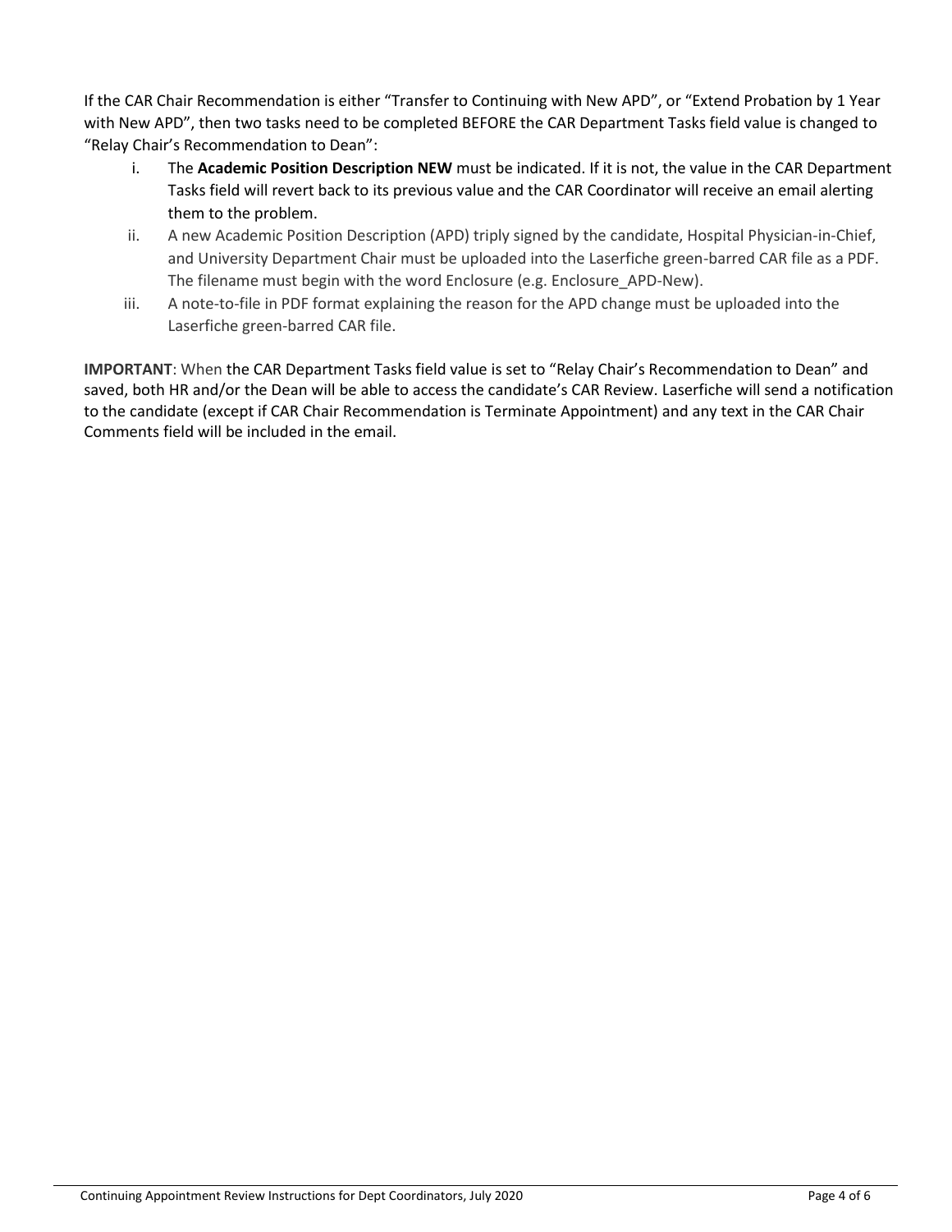If the CAR Chair Recommendation is either "Transfer to Continuing with New APD", or "Extend Probation by 1 Year with New APD", then two tasks need to be completed BEFORE the CAR Department Tasks field value is changed to "Relay Chair's Recommendation to Dean":

i. The **Academic Position Description NEW** must be indicated. If it is not, the value in the CAR Department Tasks field will revert back to its previous value and the CAR Coordinator will receive an email alerting them to the problem.

ii. A new Academic Position Description (APD) triply signed by the candidate, Hospital Physician-in-Chief, and University Department Chair must be uploaded into the Laserfiche green-barred CAR file as a PDF. The filename must begin with the word Enclosure (e.g. Enclosure_APD-New).

iii. A note-to-file in PDF format explaining the reason for the APD change must be uploaded into the Laserfiche green-barred CAR file.

**IMPORTANT**: When the CAR Department Tasks field value is set to "Relay Chair's Recommendation to Dean" and saved, both HR and/or the Dean will be able to access the candidate's CAR Review. Laserfiche will send a notification to the candidate (except if CAR Chair Recommendation is Terminate Appointment) and any text in the CAR Chair Comments field will be included in the email.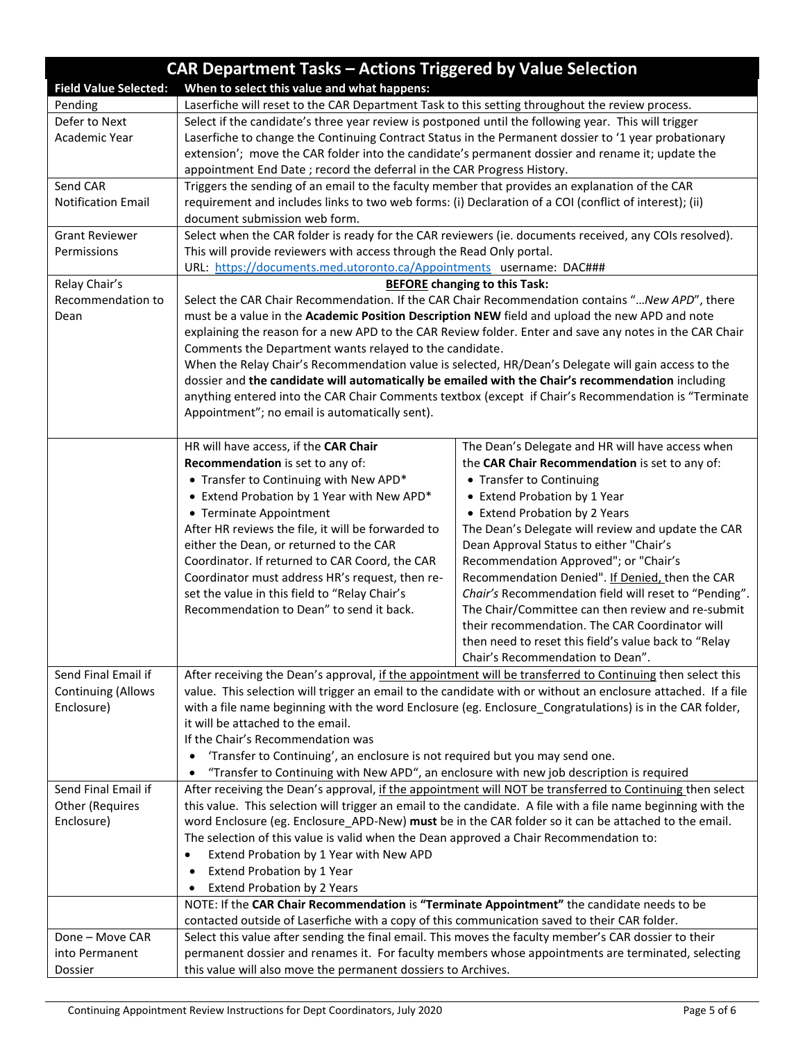## CAR Department Tasks – Actions Triggered by Value Selection

| Field Value Selected: | When to select this value and what happens: |
|---|---|
| Pending | Laserfiche will reset to the CAR Department Task to this setting throughout the review process. |
| Defer to Next Academic Year | Select if the candidate's three year review is postponed until the following year. This will trigger Laserfiche to change the Continuing Contract Status in the Permanent dossier to '1 year probationary extension'; move the CAR folder into the candidate's permanent dossier and rename it; update the appointment End Date ; record the deferral in the CAR Progress History. |
| Send CAR Notification Email | Triggers the sending of an email to the faculty member that provides an explanation of the CAR requirement and includes links to two web forms: (i) Declaration of a COI (conflict of interest); (ii) document submission web form. |
| Grant Reviewer Permissions | Select when the CAR folder is ready for the CAR reviewers (ie. documents received, any COIs resolved). This will provide reviewers with access through the Read Only portal.<br>URL: https://documents.med.utoronto.ca/Appointments username: DAC### |
| Relay Chair's Recommendation to Dean | <u>**BEFORE**</u> **changing to this Task:**<br>Select the CAR Chair Recommendation. If the CAR Chair Recommendation contains "…*New APD*", there must be a value in the **Academic Position Description NEW** field and upload the new APD and note explaining the reason for a new APD to the CAR Review folder. Enter and save any notes in the CAR Chair Comments the Department wants relayed to the candidate.<br>When the Relay Chair's Recommendation value is selected, HR/Dean's Delegate will gain access to the dossier and **the candidate will automatically be emailed with the Chair's recommendation** including anything entered into the CAR Chair Comments textbox (except if Chair's Recommendation is "Terminate Appointment"; no email is automatically sent). |
| | HR will have access, if the **CAR Chair Recommendation** is set to any of:<br>• Transfer to Continuing with New APD*<br>• Extend Probation by 1 Year with New APD*<br>• Terminate Appointment<br>After HR reviews the file, it will be forwarded to either the Dean, or returned to the CAR Coordinator. If returned to CAR Coord, the CAR Coordinator must address HR's request, then re-set the value in this field to "Relay Chair's Recommendation to Dean" to send it back.<br><br>The Dean's Delegate and HR will have access when the **CAR Chair Recommendation** is set to any of:<br>• Transfer to Continuing<br>• Extend Probation by 1 Year<br>• Extend Probation by 2 Years<br>The Dean's Delegate will review and update the CAR Dean Approval Status to either "Chair's Recommendation Approved"; or "Chair's Recommendation Denied". <u>If Denied,</u> then the CAR *Chair's* Recommendation field will reset to "Pending". The Chair/Committee can then review and re-submit their recommendation. The CAR Coordinator will then need to reset this field's value back to "Relay Chair's Recommendation to Dean". |
| Send Final Email if Continuing (Allows Enclosure) | After receiving the Dean's approval, <u>if the appointment will be transferred to Continuing</u> then select this value. This selection will trigger an email to the candidate with or without an enclosure attached. If a file with a file name beginning with the word Enclosure (eg. Enclosure_Congratulations) is in the CAR folder, it will be attached to the email.<br>If the Chair's Recommendation was<br>• 'Transfer to Continuing', an enclosure is not required but you may send one.<br>• "Transfer to Continuing with New APD", an enclosure with new job description is required |
| Send Final Email if Other (Requires Enclosure) | After receiving the Dean's approval, <u>if the appointment will NOT be transferred to Continuing</u> then select this value. This selection will trigger an email to the candidate. A file with a file name beginning with the word Enclosure (eg. Enclosure_APD-New) **must** be in the CAR folder so it can be attached to the email. The selection of this value is valid when the Dean approved a Chair Recommendation to:<br>• Extend Probation by 1 Year with New APD<br>• Extend Probation by 1 Year<br>• Extend Probation by 2 Years |
| | NOTE: If the **CAR Chair Recommendation** is **"Terminate Appointment"** the candidate needs to be contacted outside of Laserfiche with a copy of this communication saved to their CAR folder. |
| Done – Move CAR into Permanent Dossier | Select this value after sending the final email. This moves the faculty member's CAR dossier to their permanent dossier and renames it. For faculty members whose appointments are terminated, selecting this value will also move the permanent dossiers to Archives. |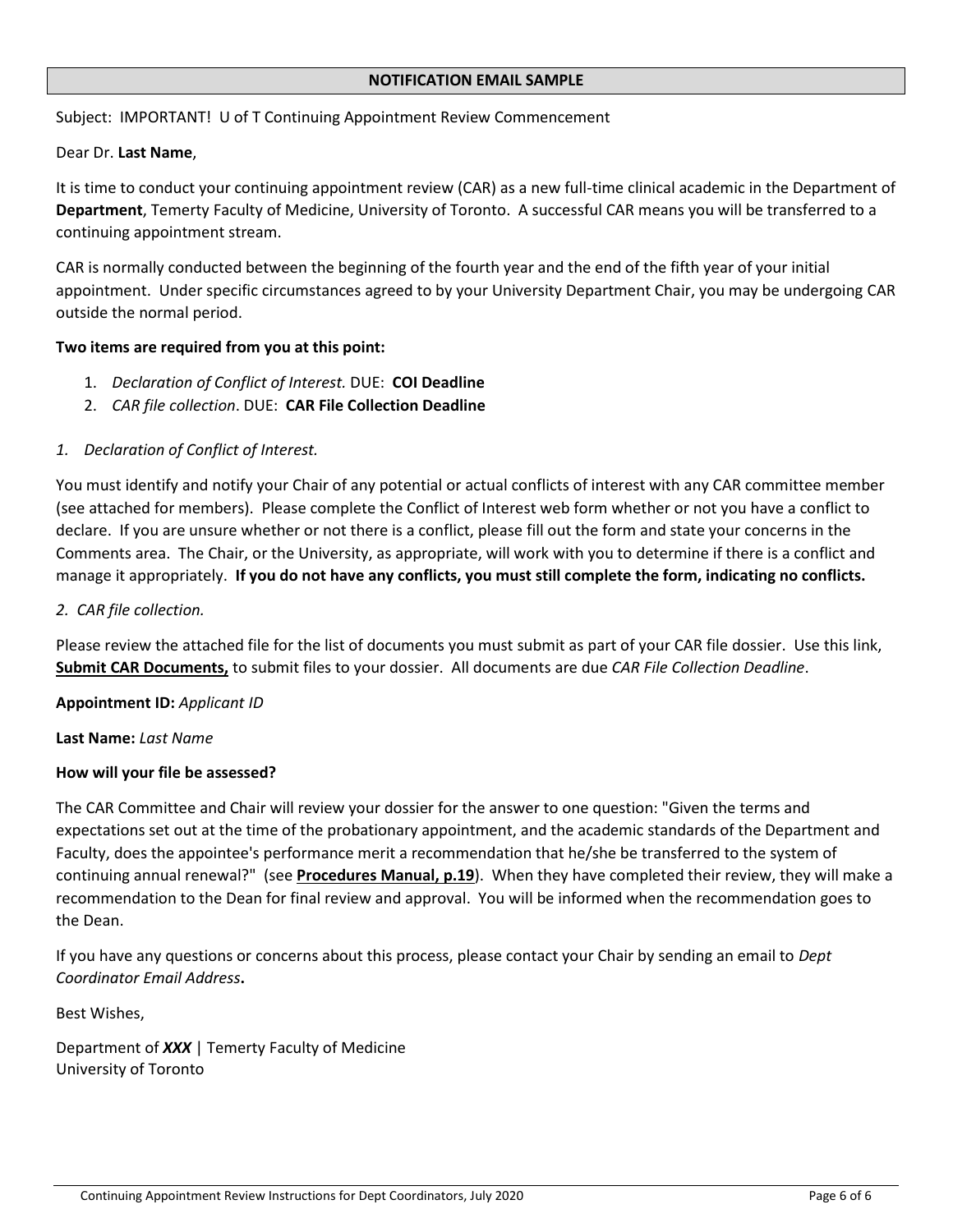## NOTIFICATION EMAIL SAMPLE

Subject: IMPORTANT! U of T Continuing Appointment Review Commencement

Dear Dr. **Last Name**,

It is time to conduct your continuing appointment review (CAR) as a new full-time clinical academic in the Department of **Department**, Temerty Faculty of Medicine, University of Toronto. A successful CAR means you will be transferred to a continuing appointment stream.

CAR is normally conducted between the beginning of the fourth year and the end of the fifth year of your initial appointment. Under specific circumstances agreed to by your University Department Chair, you may be undergoing CAR outside the normal period.

**Two items are required from you at this point:**

1. *Declaration of Conflict of Interest.* DUE: **COI Deadline**
2. *CAR file collection*. DUE: **CAR File Collection Deadline**

*1. Declaration of Conflict of Interest.*

You must identify and notify your Chair of any potential or actual conflicts of interest with any CAR committee member (see attached for members). Please complete the Conflict of Interest web form whether or not you have a conflict to declare. If you are unsure whether or not there is a conflict, please fill out the form and state your concerns in the Comments area. The Chair, or the University, as appropriate, will work with you to determine if there is a conflict and manage it appropriately. **If you do not have any conflicts, you must still complete the form, indicating no conflicts.**

*2. CAR file collection.*

Please review the attached file for the list of documents you must submit as part of your CAR file dossier. Use this link, **Submit CAR Documents,** to submit files to your dossier. All documents are due *CAR File Collection Deadline*.

**Appointment ID:** *Applicant ID*

**Last Name:** *Last Name*

**How will your file be assessed?**

The CAR Committee and Chair will review your dossier for the answer to one question: "Given the terms and expectations set out at the time of the probationary appointment, and the academic standards of the Department and Faculty, does the appointee's performance merit a recommendation that he/she be transferred to the system of continuing annual renewal?" (see **Procedures Manual, p.19**). When they have completed their review, they will make a recommendation to the Dean for final review and approval. You will be informed when the recommendation goes to the Dean.

If you have any questions or concerns about this process, please contact your Chair by sending an email to *Dept Coordinator Email Address***.**

Best Wishes,

Department of ***XXX*** | Temerty Faculty of Medicine
University of Toronto